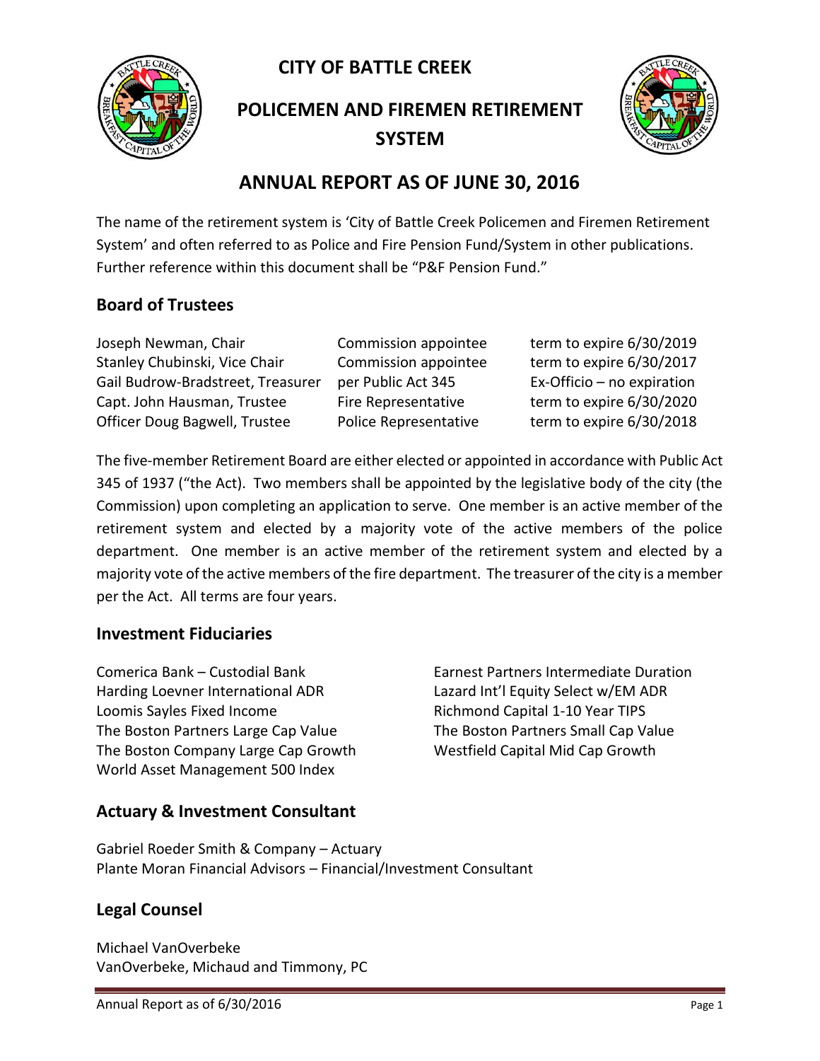# CITY OF BATTLE CREEK

# POLICEMEN AND FIREMEN RETIREMENT SYSTEM

## ANNUAL REPORT AS OF JUNE 30, 2016

The name of the retirement system is 'City of Battle Creek Policemen and Firemen Retirement System' and often referred to as Police and Fire Pension Fund/System in other publications. Further reference within this document shall be "P&F Pension Fund."

### Board of Trustees

| | | |
|---|---|---|
| Joseph Newman, Chair | Commission appointee | term to expire 6/30/2019 |
| Stanley Chubinski, Vice Chair | Commission appointee | term to expire 6/30/2017 |
| Gail Budrow-Bradstreet, Treasurer | per Public Act 345 | Ex-Officio – no expiration |
| Capt. John Hausman, Trustee | Fire Representative | term to expire 6/30/2020 |
| Officer Doug Bagwell, Trustee | Police Representative | term to expire 6/30/2018 |

The five-member Retirement Board are either elected or appointed in accordance with Public Act 345 of 1937 ("the Act). Two members shall be appointed by the legislative body of the city (the Commission) upon completing an application to serve. One member is an active member of the retirement system and elected by a majority vote of the active members of the police department. One member is an active member of the retirement system and elected by a majority vote of the active members of the fire department. The treasurer of the city is a member per the Act. All terms are four years.

### Investment Fiduciaries

Comerica Bank – Custodial Bank
Harding Loevner International ADR
Loomis Sayles Fixed Income
The Boston Partners Large Cap Value
The Boston Company Large Cap Growth
World Asset Management 500 Index
Earnest Partners Intermediate Duration
Lazard Int'l Equity Select w/EM ADR
Richmond Capital 1-10 Year TIPS
The Boston Partners Small Cap Value
Westfield Capital Mid Cap Growth

### Actuary & Investment Consultant

Gabriel Roeder Smith & Company – Actuary
Plante Moran Financial Advisors – Financial/Investment Consultant

### Legal Counsel

Michael VanOverbeke
VanOverbeke, Michaud and Timmony, PC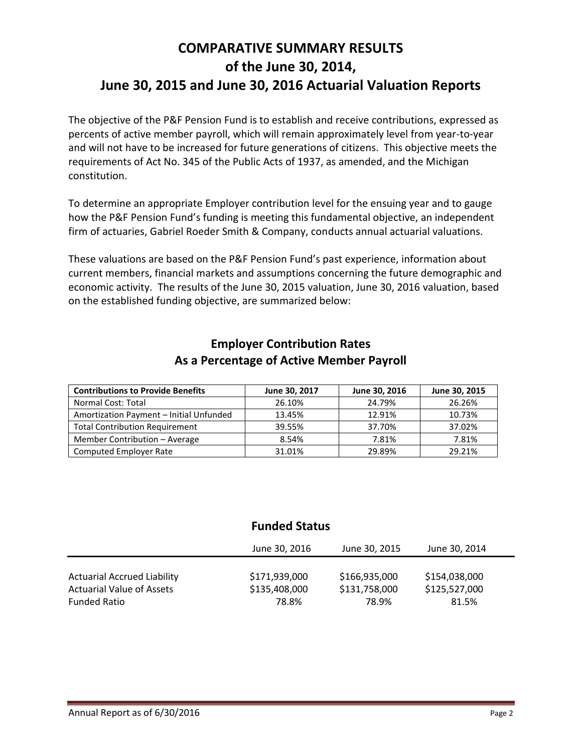# COMPARATIVE SUMMARY RESULTS of the June 30, 2014, June 30, 2015 and June 30, 2016 Actuarial Valuation Reports

The objective of the P&F Pension Fund is to establish and receive contributions, expressed as percents of active member payroll, which will remain approximately level from year-to-year and will not have to be increased for future generations of citizens. This objective meets the requirements of Act No. 345 of the Public Acts of 1937, as amended, and the Michigan constitution.

To determine an appropriate Employer contribution level for the ensuing year and to gauge how the P&F Pension Fund's funding is meeting this fundamental objective, an independent firm of actuaries, Gabriel Roeder Smith & Company, conducts annual actuarial valuations.

These valuations are based on the P&F Pension Fund's past experience, information about current members, financial markets and assumptions concerning the future demographic and economic activity. The results of the June 30, 2015 valuation, June 30, 2016 valuation, based on the established funding objective, are summarized below:

## Employer Contribution Rates As a Percentage of Active Member Payroll

| Contributions to Provide Benefits | June 30, 2017 | June 30, 2016 | June 30, 2015 |
|---|---|---|---|
| Normal Cost: Total | 26.10% | 24.79% | 26.26% |
| Amortization Payment – Initial Unfunded | 13.45% | 12.91% | 10.73% |
| Total Contribution Requirement | 39.55% | 37.70% | 37.02% |
| Member Contribution – Average | 8.54% | 7.81% | 7.81% |
| Computed Employer Rate | 31.01% | 29.89% | 29.21% |

## Funded Status

| | June 30, 2016 | June 30, 2015 | June 30, 2014 |
|---|---|---|---|
| Actuarial Accrued Liability | $171,939,000 | $166,935,000 | $154,038,000 |
| Actuarial Value of Assets | $135,408,000 | $131,758,000 | $125,527,000 |
| Funded Ratio | 78.8% | 78.9% | 81.5% |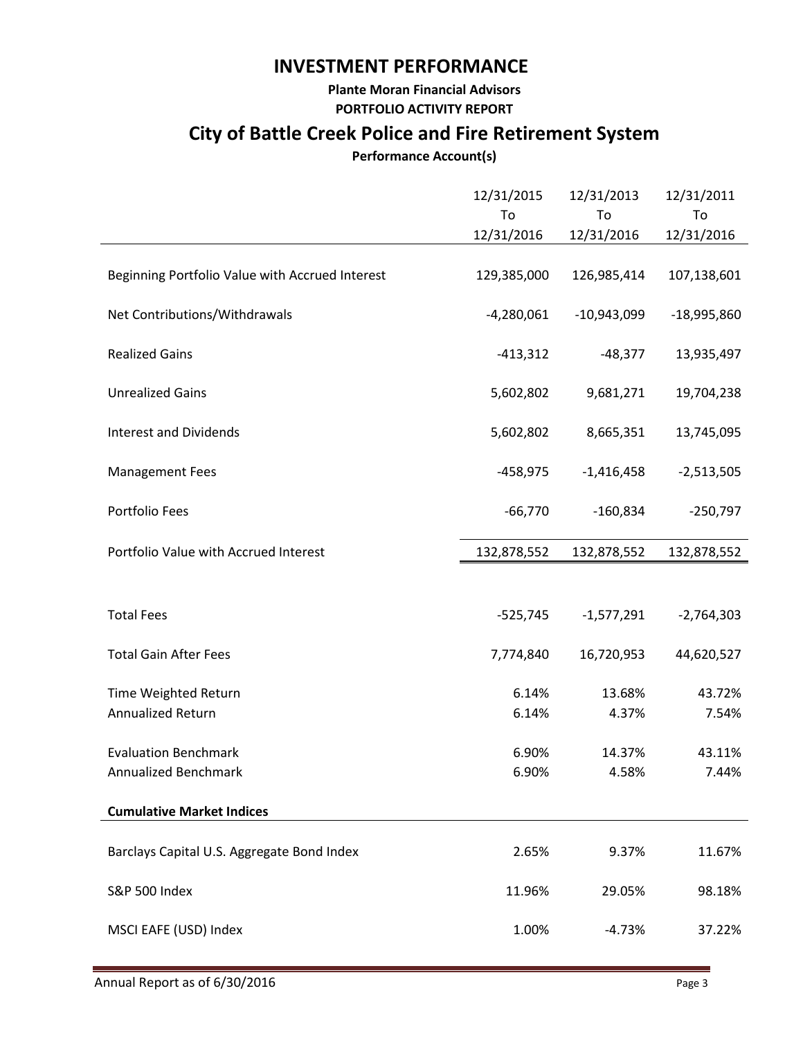# INVESTMENT PERFORMANCE

**Plante Moran Financial Advisors**

**PORTFOLIO ACTIVITY REPORT**

## City of Battle Creek Police and Fire Retirement System

**Performance Account(s)**

| | 12/31/2015 To 12/31/2016 | 12/31/2013 To 12/31/2016 | 12/31/2011 To 12/31/2016 |
|---|---|---|---|
| Beginning Portfolio Value with Accrued Interest | 129,385,000 | 126,985,414 | 107,138,601 |
| Net Contributions/Withdrawals | -4,280,061 | -10,943,099 | -18,995,860 |
| Realized Gains | -413,312 | -48,377 | 13,935,497 |
| Unrealized Gains | 5,602,802 | 9,681,271 | 19,704,238 |
| Interest and Dividends | 5,602,802 | 8,665,351 | 13,745,095 |
| Management Fees | -458,975 | -1,416,458 | -2,513,505 |
| Portfolio Fees | -66,770 | -160,834 | -250,797 |
| Portfolio Value with Accrued Interest | 132,878,552 | 132,878,552 | 132,878,552 |
| | | | |
| Total Fees | -525,745 | -1,577,291 | -2,764,303 |
| Total Gain After Fees | 7,774,840 | 16,720,953 | 44,620,527 |
| Time Weighted Return | 6.14% | 13.68% | 43.72% |
| Annualized Return | 6.14% | 4.37% | 7.54% |
| Evaluation Benchmark | 6.90% | 14.37% | 43.11% |
| Annualized Benchmark | 6.90% | 4.58% | 7.44% |
| **Cumulative Market Indices** | | | |
| Barclays Capital U.S. Aggregate Bond Index | 2.65% | 9.37% | 11.67% |
| S&P 500 Index | 11.96% | 29.05% | 98.18% |
| MSCI EAFE (USD) Index | 1.00% | -4.73% | 37.22% |

Annual Report as of 6/30/2016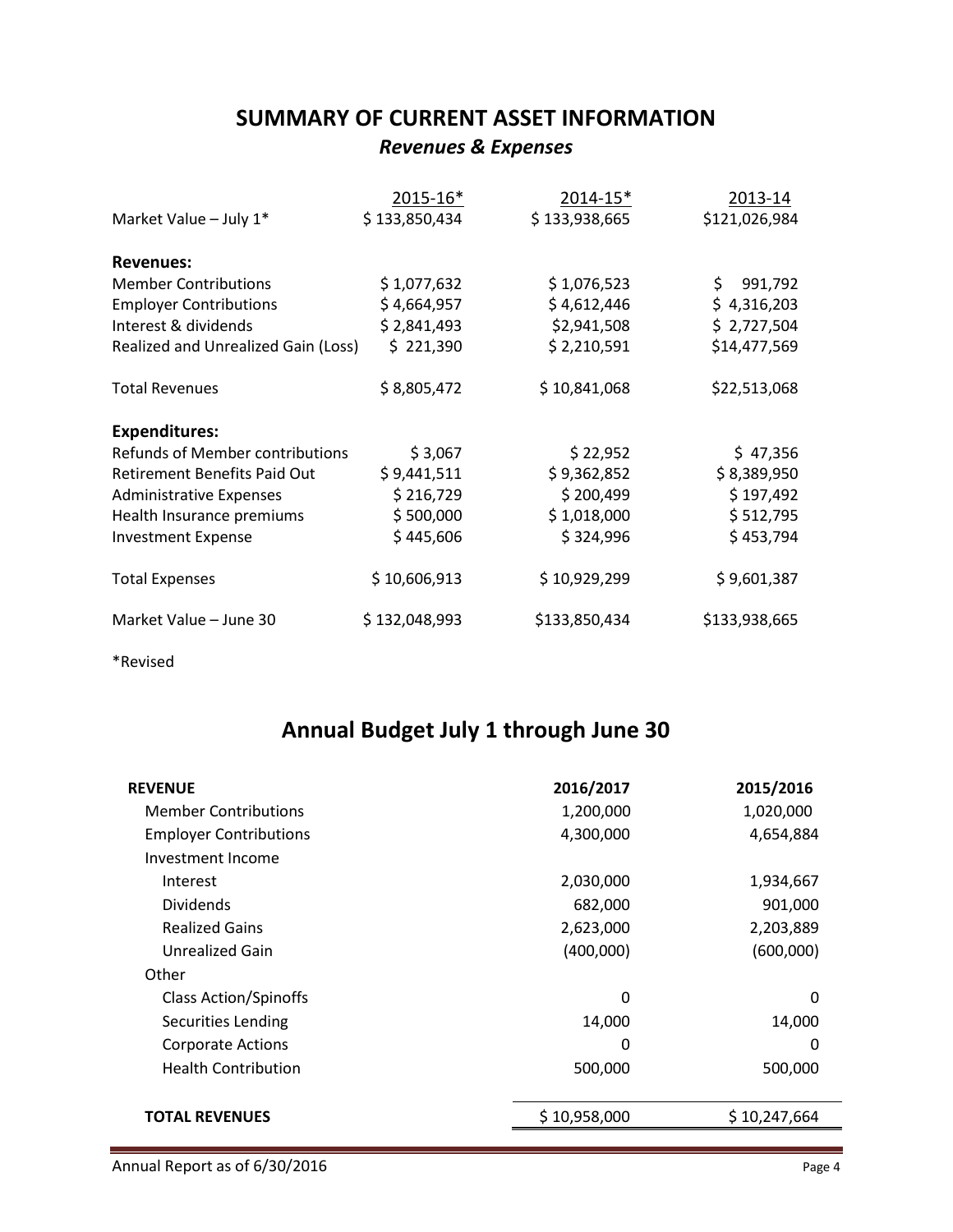# SUMMARY OF CURRENT ASSET INFORMATION

### *Revenues & Expenses*

| | 2015-16* | 2014-15* | 2013-14 |
|---|---|---|---|
| Market Value – July 1* | $ 133,850,434 | $ 133,938,665 | $121,026,984 |
| **Revenues:** | | | |
| Member Contributions | $ 1,077,632 | $ 1,076,523 | $ 991,792 |
| Employer Contributions | $ 4,664,957 | $ 4,612,446 | $ 4,316,203 |
| Interest & dividends | $ 2,841,493 | $2,941,508 | $ 2,727,504 |
| Realized and Unrealized Gain (Loss) | $ 221,390 | $ 2,210,591 | $14,477,569 |
| Total Revenues | $ 8,805,472 | $ 10,841,068 | $22,513,068 |
| **Expenditures:** | | | |
| Refunds of Member contributions | $ 3,067 | $ 22,952 | $ 47,356 |
| Retirement Benefits Paid Out | $ 9,441,511 | $ 9,362,852 | $ 8,389,950 |
| Administrative Expenses | $ 216,729 | $ 200,499 | $ 197,492 |
| Health Insurance premiums | $ 500,000 | $ 1,018,000 | $ 512,795 |
| Investment Expense | $ 445,606 | $ 324,996 | $ 453,794 |
| Total Expenses | $ 10,606,913 | $ 10,929,299 | $ 9,601,387 |
| Market Value – June 30 | $ 132,048,993 | $133,850,434 | $133,938,665 |

*Revised

# Annual Budget July 1 through June 30

| **REVENUE** | **2016/2017** | **2015/2016** |
|---|---|---|
| Member Contributions | 1,200,000 | 1,020,000 |
| Employer Contributions | 4,300,000 | 4,654,884 |
| Investment Income | | |
| Interest | 2,030,000 | 1,934,667 |
| Dividends | 682,000 | 901,000 |
| Realized Gains | 2,623,000 | 2,203,889 |
| Unrealized Gain | (400,000) | (600,000) |
| Other | | |
| Class Action/Spinoffs | 0 | 0 |
| Securities Lending | 14,000 | 14,000 |
| Corporate Actions | 0 | 0 |
| Health Contribution | 500,000 | 500,000 |
| **TOTAL REVENUES** | $ 10,958,000 | $ 10,247,664 |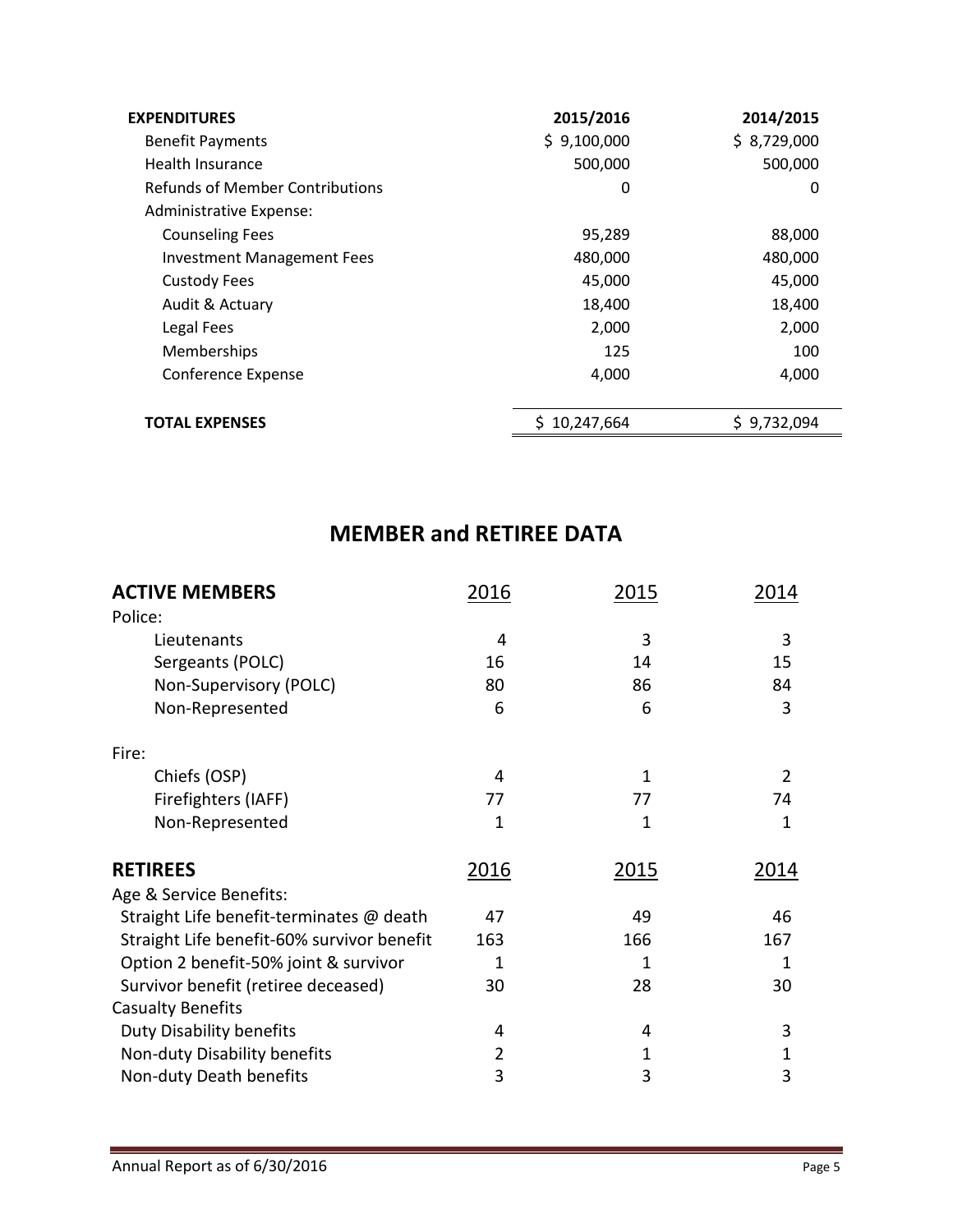| EXPENDITURES | 2015/2016 | 2014/2015 |
|---|---|---|
| Benefit Payments | $ 9,100,000 | $ 8,729,000 |
| Health Insurance | 500,000 | 500,000 |
| Refunds of Member Contributions | 0 | 0 |
| Administrative Expense: | | |
| Counseling Fees | 95,289 | 88,000 |
| Investment Management Fees | 480,000 | 480,000 |
| Custody Fees | 45,000 | 45,000 |
| Audit & Actuary | 18,400 | 18,400 |
| Legal Fees | 2,000 | 2,000 |
| Memberships | 125 | 100 |
| Conference Expense | 4,000 | 4,000 |
| **TOTAL EXPENSES** | $ 10,247,664 | $ 9,732,094 |

## MEMBER and RETIREE DATA

| ACTIVE MEMBERS | 2016 | 2015 | 2014 |
|---|---|---|---|
| Police: | | | |
| Lieutenants | 4 | 3 | 3 |
| Sergeants (POLC) | 16 | 14 | 15 |
| Non-Supervisory (POLC) | 80 | 86 | 84 |
| Non-Represented | 6 | 6 | 3 |
| Fire: | | | |
| Chiefs (OSP) | 4 | 1 | 2 |
| Firefighters (IAFF) | 77 | 77 | 74 |
| Non-Represented | 1 | 1 | 1 |

| RETIREES | 2016 | 2015 | 2014 |
|---|---|---|---|
| Age & Service Benefits: | | | |
| Straight Life benefit-terminates @ death | 47 | 49 | 46 |
| Straight Life benefit-60% survivor benefit | 163 | 166 | 167 |
| Option 2 benefit-50% joint & survivor | 1 | 1 | 1 |
| Survivor benefit (retiree deceased) | 30 | 28 | 30 |
| Casualty Benefits | | | |
| Duty Disability benefits | 4 | 4 | 3 |
| Non-duty Disability benefits | 2 | 1 | 1 |
| Non-duty Death benefits | 3 | 3 | 3 |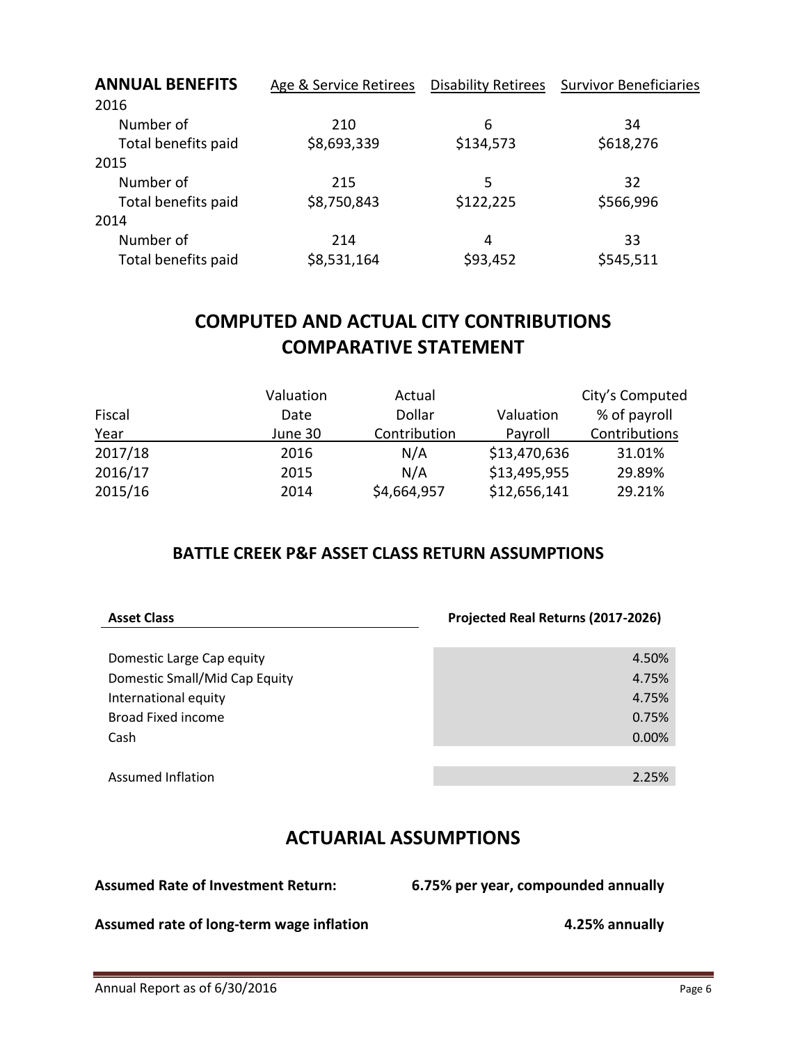| ANNUAL BENEFITS | Age & Service Retirees | Disability Retirees | Survivor Beneficiaries |
|---|---|---|---|
| 2016 | | | |
| Number of | 210 | 6 | 34 |
| Total benefits paid | $8,693,339 | $134,573 | $618,276 |
| 2015 | | | |
| Number of | 215 | 5 | 32 |
| Total benefits paid | $8,750,843 | $122,225 | $566,996 |
| 2014 | | | |
| Number of | 214 | 4 | 33 |
| Total benefits paid | $8,531,164 | $93,452 | $545,511 |

# COMPUTED AND ACTUAL CITY CONTRIBUTIONS COMPARATIVE STATEMENT

| Fiscal Year | Valuation Date June 30 | Actual Dollar Contribution | Valuation Payroll | City's Computed % of payroll Contributions |
|---|---|---|---|---|
| 2017/18 | 2016 | N/A | $13,470,636 | 31.01% |
| 2016/17 | 2015 | N/A | $13,495,955 | 29.89% |
| 2015/16 | 2014 | $4,664,957 | $12,656,141 | 29.21% |

## BATTLE CREEK P&F ASSET CLASS RETURN ASSUMPTIONS

| Asset Class | Projected Real Returns (2017-2026) |
|---|---|
| Domestic Large Cap equity | 4.50% |
| Domestic Small/Mid Cap Equity | 4.75% |
| International equity | 4.75% |
| Broad Fixed income | 0.75% |
| Cash | 0.00% |
| | |
| Assumed Inflation | 2.25% |

# ACTUARIAL ASSUMPTIONS

**Assumed Rate of Investment Return:** **6.75% per year, compounded annually**

**Assumed rate of long-term wage inflation** **4.25% annually**